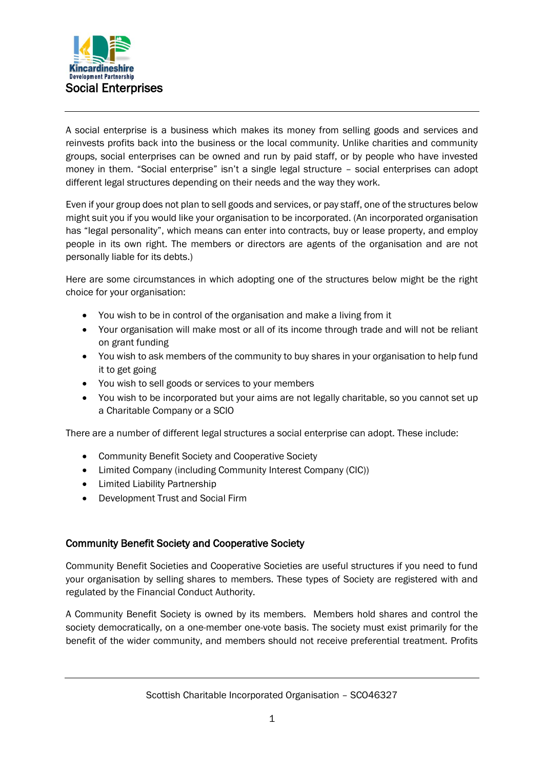# Social Enterprises

A social enterprise is a business which makes its money from selling goods and services and reinvests profits back into the business or the local community. Unlike charities and community groups, social enterprises can be owned and run by paid staff, or by people who have invested money in them. "Social enterprise" isn't a single legal structure – social enterprises can adopt different legal structures depending on their needs and the way they work.

Even if your group does not plan to sell goods and services, or pay staff, one of the structures below might suit you if you would like your organisation to be incorporated. (An incorporated organisation has "legal personality", which means can enter into contracts, buy or lease property, and employ people in its own right. The members or directors are agents of the organisation and are not personally liable for its debts.)

Here are some circumstances in which adopting one of the structures below might be the right choice for your organisation:

- You wish to be in control of the organisation and make a living from it
- Your organisation will make most or all of its income through trade and will not be reliant on grant funding
- You wish to ask members of the community to buy shares in your organisation to help fund it to get going
- You wish to sell goods or services to your members
- You wish to be incorporated but your aims are not legally charitable, so you cannot set up a Charitable Company or a SCIO

There are a number of different legal structures a social enterprise can adopt. These include:

- Community Benefit Society and Cooperative Society
- Limited Company (including Community Interest Company (CIC))
- Limited Liability Partnership
- Development Trust and Social Firm

## Community Benefit Society and Cooperative Society

Community Benefit Societies and Cooperative Societies are useful structures if you need to fund your organisation by selling shares to members. These types of Society are registered with and regulated by the Financial Conduct Authority.

A Community Benefit Society is owned by its members. Members hold shares and control the society democratically, on a one-member one-vote basis. The society must exist primarily for the benefit of the wider community, and members should not receive preferential treatment. Profits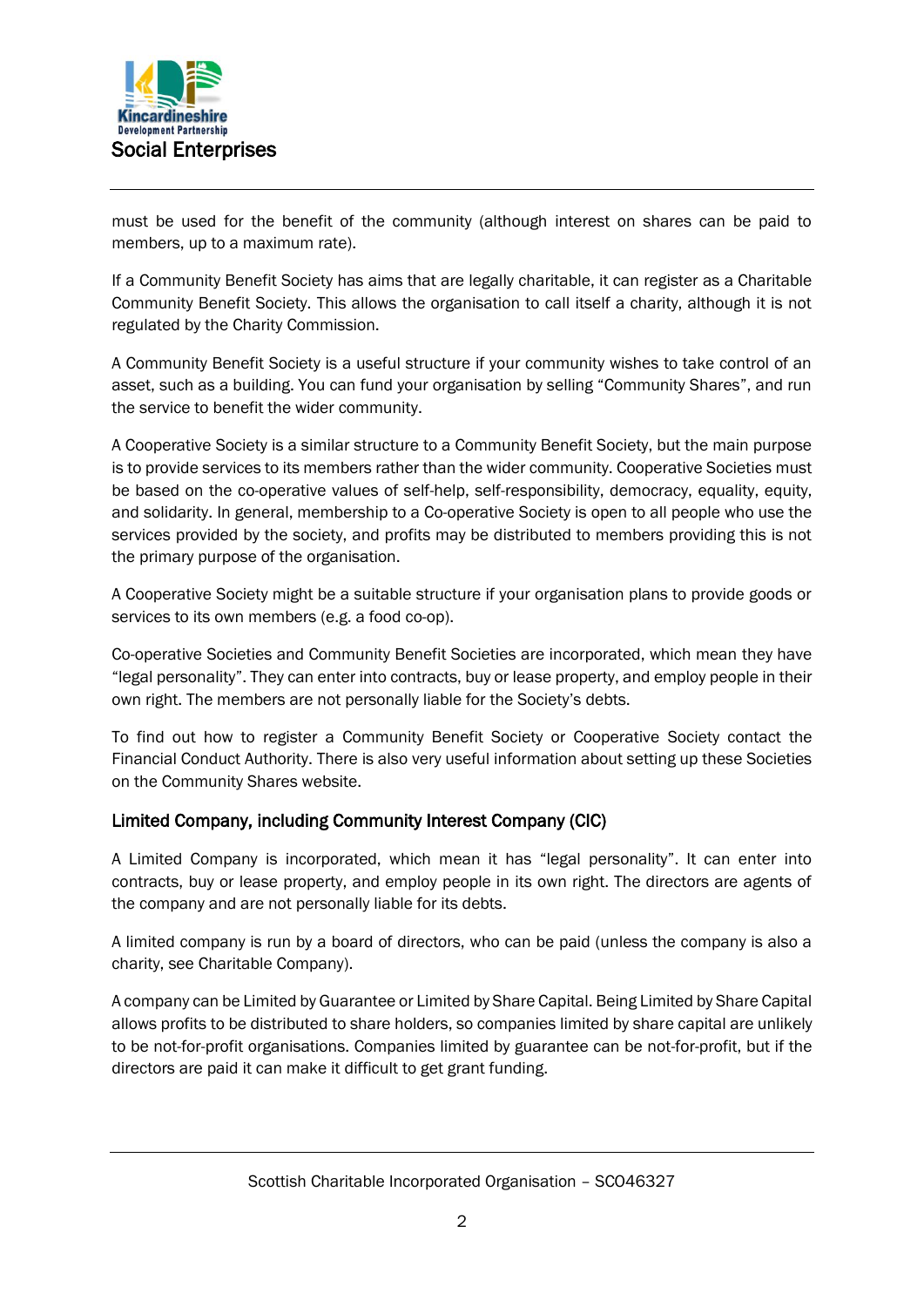must be used for the benefit of the community (although interest on shares can be paid to members, up to a maximum rate).

If a Community Benefit Society has aims that are legally charitable, it can register as a Charitable Community Benefit Society. This allows the organisation to call itself a charity, although it is not regulated by the Charity Commission.

A Community Benefit Society is a useful structure if your community wishes to take control of an asset, such as a building. You can fund your organisation by selling "Community Shares", and run the service to benefit the wider community.

A Cooperative Society is a similar structure to a Community Benefit Society, but the main purpose is to provide services to its members rather than the wider community. Cooperative Societies must be based on the co-operative values of self-help, self-responsibility, democracy, equality, equity, and solidarity. In general, membership to a Co-operative Society is open to all people who use the services provided by the society, and profits may be distributed to members providing this is not the primary purpose of the organisation.

A Cooperative Society might be a suitable structure if your organisation plans to provide goods or services to its own members (e.g. a food co-op).

Co-operative Societies and Community Benefit Societies are incorporated, which mean they have "legal personality". They can enter into contracts, buy or lease property, and employ people in their own right. The members are not personally liable for the Society's debts.

To find out how to register a Community Benefit Society or Cooperative Society contact the Financial Conduct Authority. There is also very useful information about setting up these Societies on the Community Shares website.

### Limited Company, including Community Interest Company (CIC)

A Limited Company is incorporated, which mean it has "legal personality". It can enter into contracts, buy or lease property, and employ people in its own right. The directors are agents of the company and are not personally liable for its debts.

A limited company is run by a board of directors, who can be paid (unless the company is also a charity, see Charitable Company).

A company can be Limited by Guarantee or Limited by Share Capital. Being Limited by Share Capital allows profits to be distributed to share holders, so companies limited by share capital are unlikely to be not-for-profit organisations. Companies limited by guarantee can be not-for-profit, but if the directors are paid it can make it difficult to get grant funding.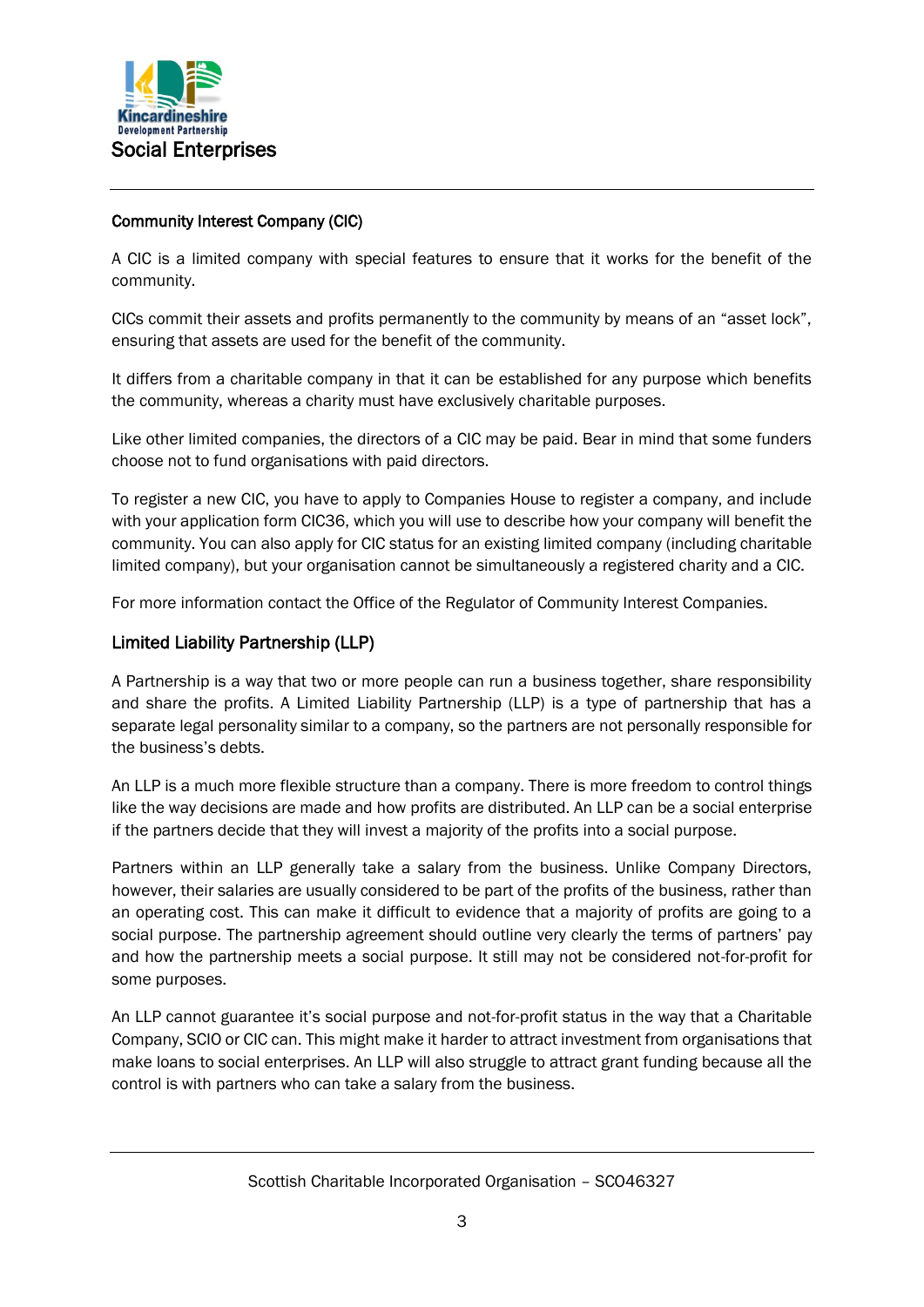Social Enterprises

## Community Interest Company (CIC)

A CIC is a limited company with special features to ensure that it works for the benefit of the community.

CICs commit their assets and profits permanently to the community by means of an "asset lock", ensuring that assets are used for the benefit of the community.

It differs from a charitable company in that it can be established for any purpose which benefits the community, whereas a charity must have exclusively charitable purposes.

Like other limited companies, the directors of a CIC may be paid. Bear in mind that some funders choose not to fund organisations with paid directors.

To register a new CIC, you have to apply to Companies House to register a company, and include with your application form CIC36, which you will use to describe how your company will benefit the community. You can also apply for CIC status for an existing limited company (including charitable limited company), but your organisation cannot be simultaneously a registered charity and a CIC.

For more information contact the Office of the Regulator of Community Interest Companies.

## Limited Liability Partnership (LLP)

A Partnership is a way that two or more people can run a business together, share responsibility and share the profits. A Limited Liability Partnership (LLP) is a type of partnership that has a separate legal personality similar to a company, so the partners are not personally responsible for the business's debts.

An LLP is a much more flexible structure than a company. There is more freedom to control things like the way decisions are made and how profits are distributed. An LLP can be a social enterprise if the partners decide that they will invest a majority of the profits into a social purpose.

Partners within an LLP generally take a salary from the business. Unlike Company Directors, however, their salaries are usually considered to be part of the profits of the business, rather than an operating cost. This can make it difficult to evidence that a majority of profits are going to a social purpose. The partnership agreement should outline very clearly the terms of partners' pay and how the partnership meets a social purpose. It still may not be considered not-for-profit for some purposes.

An LLP cannot guarantee it's social purpose and not-for-profit status in the way that a Charitable Company, SCIO or CIC can. This might make it harder to attract investment from organisations that make loans to social enterprises. An LLP will also struggle to attract grant funding because all the control is with partners who can take a salary from the business.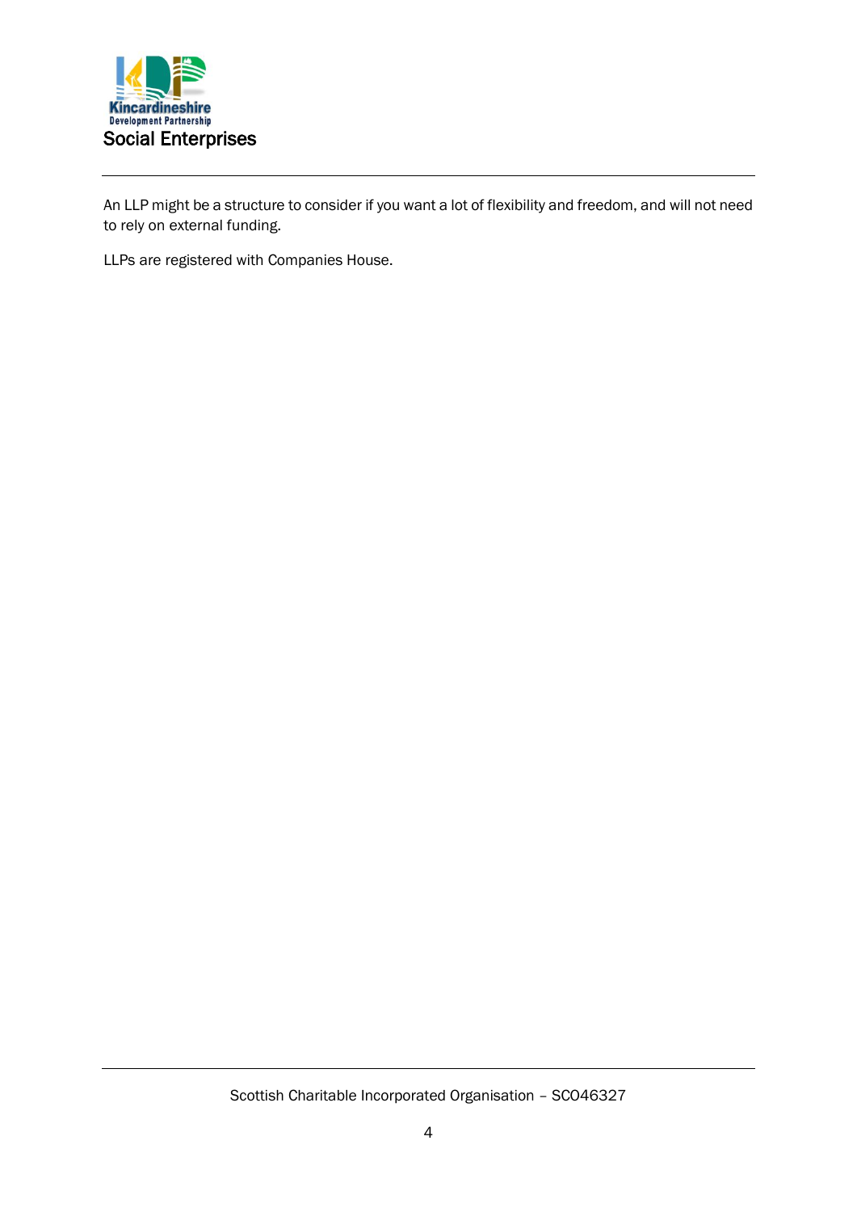An LLP might be a structure to consider if you want a lot of flexibility and freedom, and will not need to rely on external funding.

LLPs are registered with Companies House.